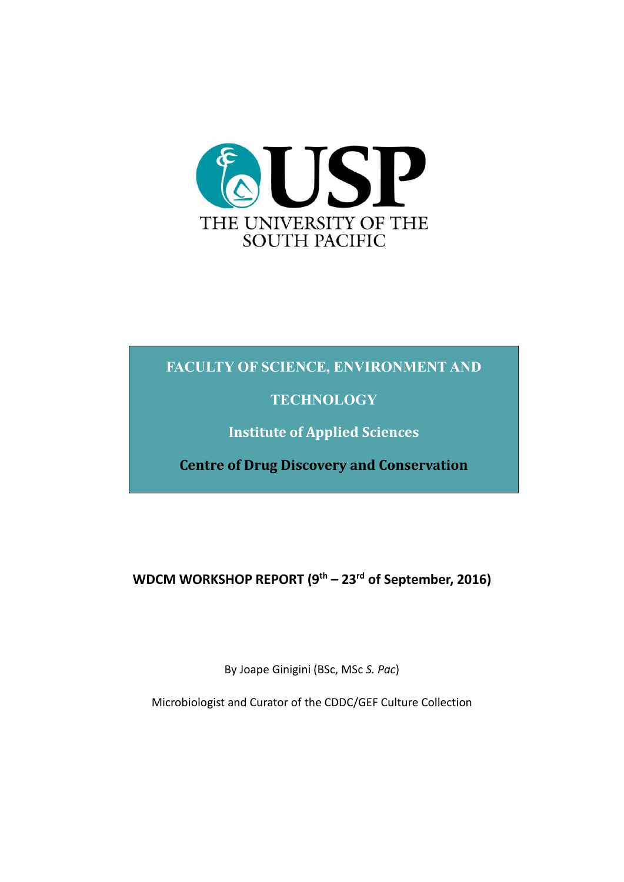USP
THE UNIVERSITY OF THE SOUTH PACIFIC

**FACULTY OF SCIENCE, ENVIRONMENT AND TECHNOLOGY**

**Institute of Applied Sciences**

**Centre of Drug Discovery and Conservation**

# WDCM WORKSHOP REPORT (9th – 23rd of September, 2016)

By Joape Ginigini (BSc, MSc *S. Pac*)

Microbiologist and Curator of the CDDC/GEF Culture Collection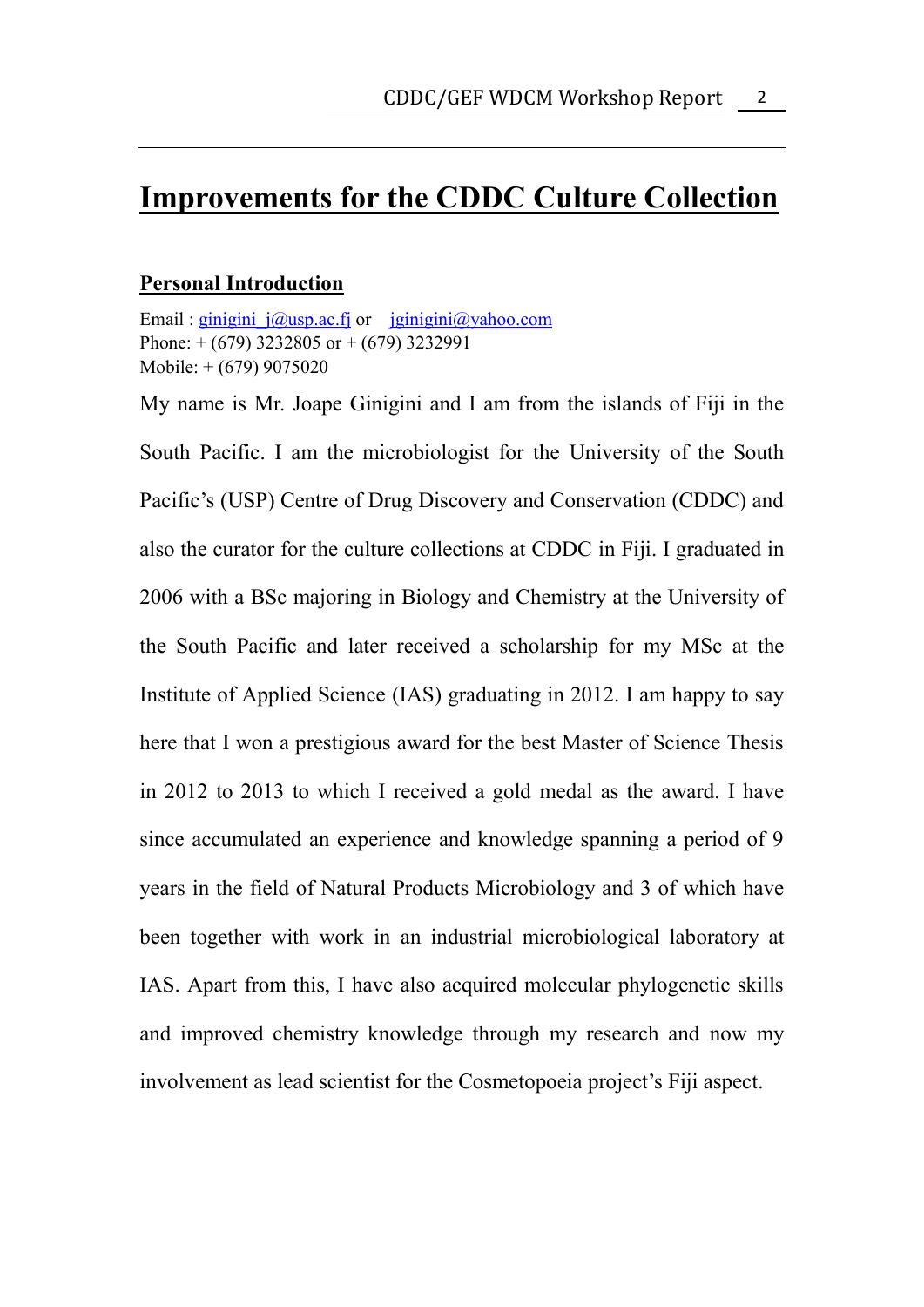# Improvements for the CDDC Culture Collection

## Personal Introduction

Email : ginigini_j@usp.ac.fj or jginigini@yahoo.com
Phone: + (679) 3232805 or + (679) 3232991
Mobile: + (679) 9075020

My name is Mr. Joape Ginigini and I am from the islands of Fiji in the South Pacific. I am the microbiologist for the University of the South Pacific's (USP) Centre of Drug Discovery and Conservation (CDDC) and also the curator for the culture collections at CDDC in Fiji. I graduated in 2006 with a BSc majoring in Biology and Chemistry at the University of the South Pacific and later received a scholarship for my MSc at the Institute of Applied Science (IAS) graduating in 2012. I am happy to say here that I won a prestigious award for the best Master of Science Thesis in 2012 to 2013 to which I received a gold medal as the award. I have since accumulated an experience and knowledge spanning a period of 9 years in the field of Natural Products Microbiology and 3 of which have been together with work in an industrial microbiological laboratory at IAS. Apart from this, I have also acquired molecular phylogenetic skills and improved chemistry knowledge through my research and now my involvement as lead scientist for the Cosmetopoeia project's Fiji aspect.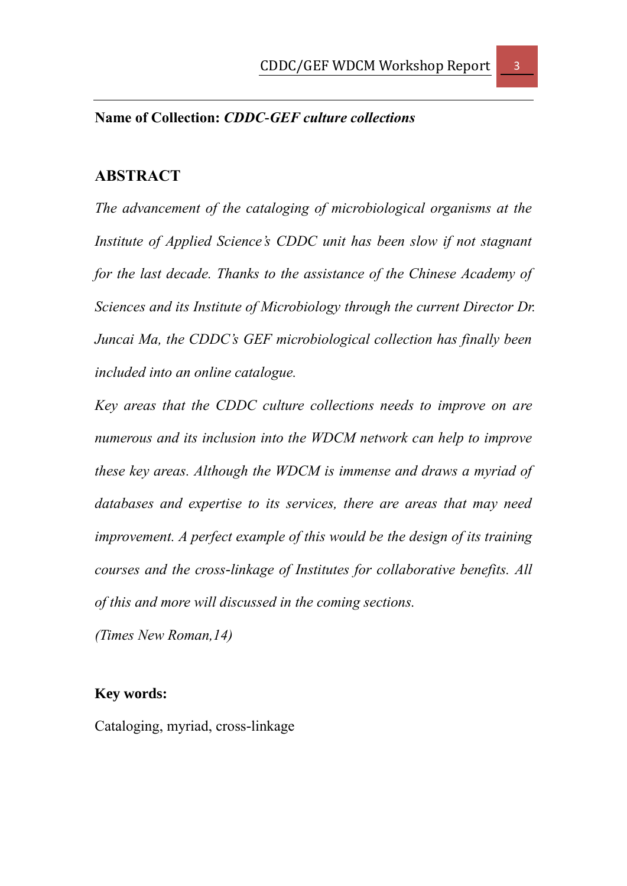**Name of Collection:** ***CDDC-GEF culture collections***

## ABSTRACT

*The advancement of the cataloging of microbiological organisms at the Institute of Applied Science's CDDC unit has been slow if not stagnant for the last decade. Thanks to the assistance of the Chinese Academy of Sciences and its Institute of Microbiology through the current Director Dr. Juncai Ma, the CDDC's GEF microbiological collection has finally been included into an online catalogue.*

*Key areas that the CDDC culture collections needs to improve on are numerous and its inclusion into the WDCM network can help to improve these key areas. Although the WDCM is immense and draws a myriad of databases and expertise to its services, there are areas that may need improvement. A perfect example of this would be the design of its training courses and the cross-linkage of Institutes for collaborative benefits. All of this and more will discussed in the coming sections.*

*(Times New Roman,14)*

**Key words:**

Cataloging, myriad, cross-linkage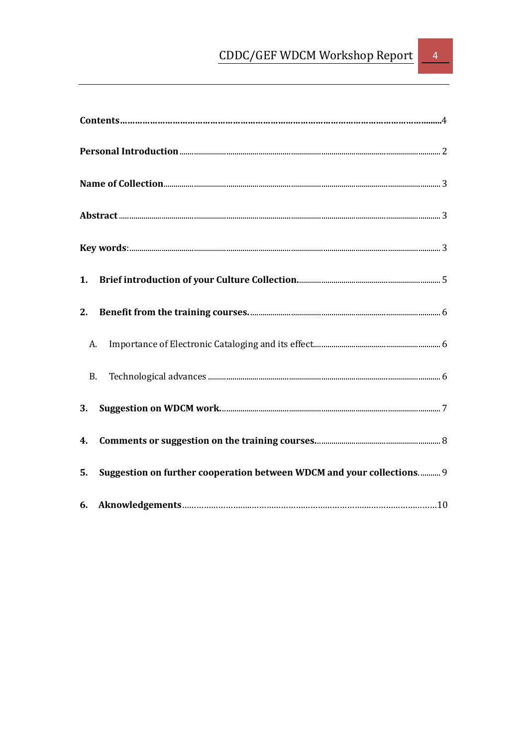**Contents**……………………………………………………………………………………………………………….4

**Personal Introduction** .............................................................................................................. 2

**Name of Collection** ..................................................................................................................... 3

**Abstract** ......................................................................................................................................... 3

**Key words**: ...................................................................................................................................... 3

**1. Brief introduction of your Culture Collection.** ...................................................................... 5

**2. Benefit from the training courses.** ........................................................................................... 6

A. Importance of Electronic Cataloging and its effect................................................................ 6

B. Technological advances .............................................................................................................. 6

**3. Suggestion on WDCM work.** ...................................................................................................... 7

**4. Comments or suggestion on the training courses.** ............................................................... 8

**5. Suggestion on further cooperation between WDCM and your collections**. .......... 9

**6. Aknowledgements**……………………………………………………………………………………………10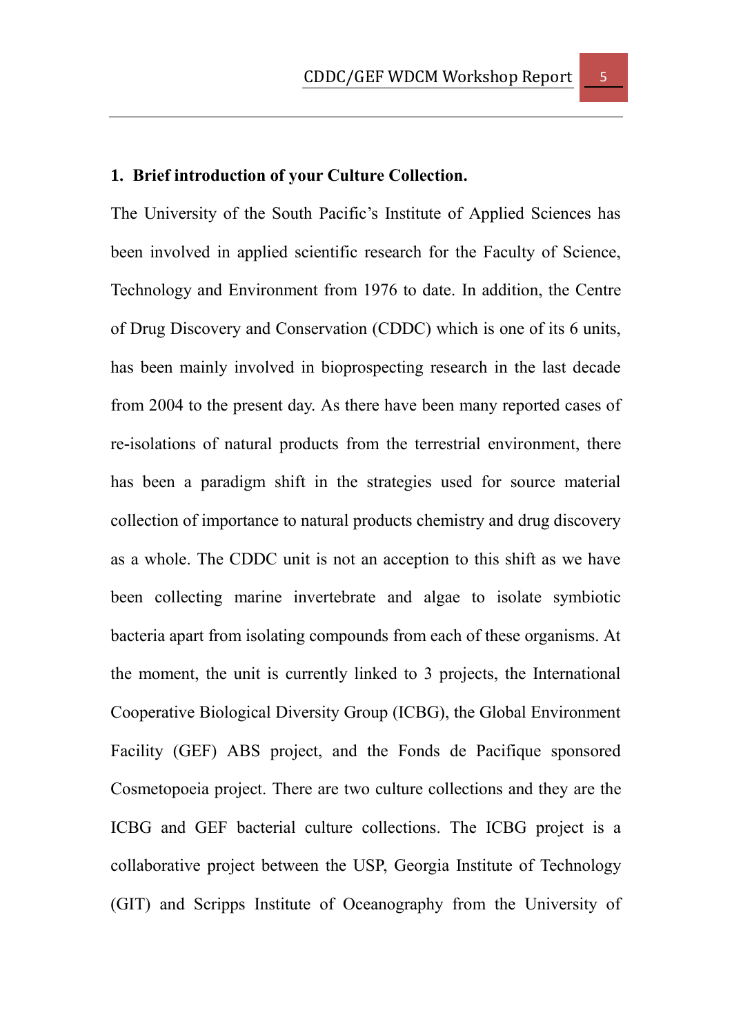## 1. Brief introduction of your Culture Collection.

The University of the South Pacific's Institute of Applied Sciences has been involved in applied scientific research for the Faculty of Science, Technology and Environment from 1976 to date. In addition, the Centre of Drug Discovery and Conservation (CDDC) which is one of its 6 units, has been mainly involved in bioprospecting research in the last decade from 2004 to the present day. As there have been many reported cases of re-isolations of natural products from the terrestrial environment, there has been a paradigm shift in the strategies used for source material collection of importance to natural products chemistry and drug discovery as a whole. The CDDC unit is not an acception to this shift as we have been collecting marine invertebrate and algae to isolate symbiotic bacteria apart from isolating compounds from each of these organisms. At the moment, the unit is currently linked to 3 projects, the International Cooperative Biological Diversity Group (ICBG), the Global Environment Facility (GEF) ABS project, and the Fonds de Pacifique sponsored Cosmetopoeia project. There are two culture collections and they are the ICBG and GEF bacterial culture collections. The ICBG project is a collaborative project between the USP, Georgia Institute of Technology (GIT) and Scripps Institute of Oceanography from the University of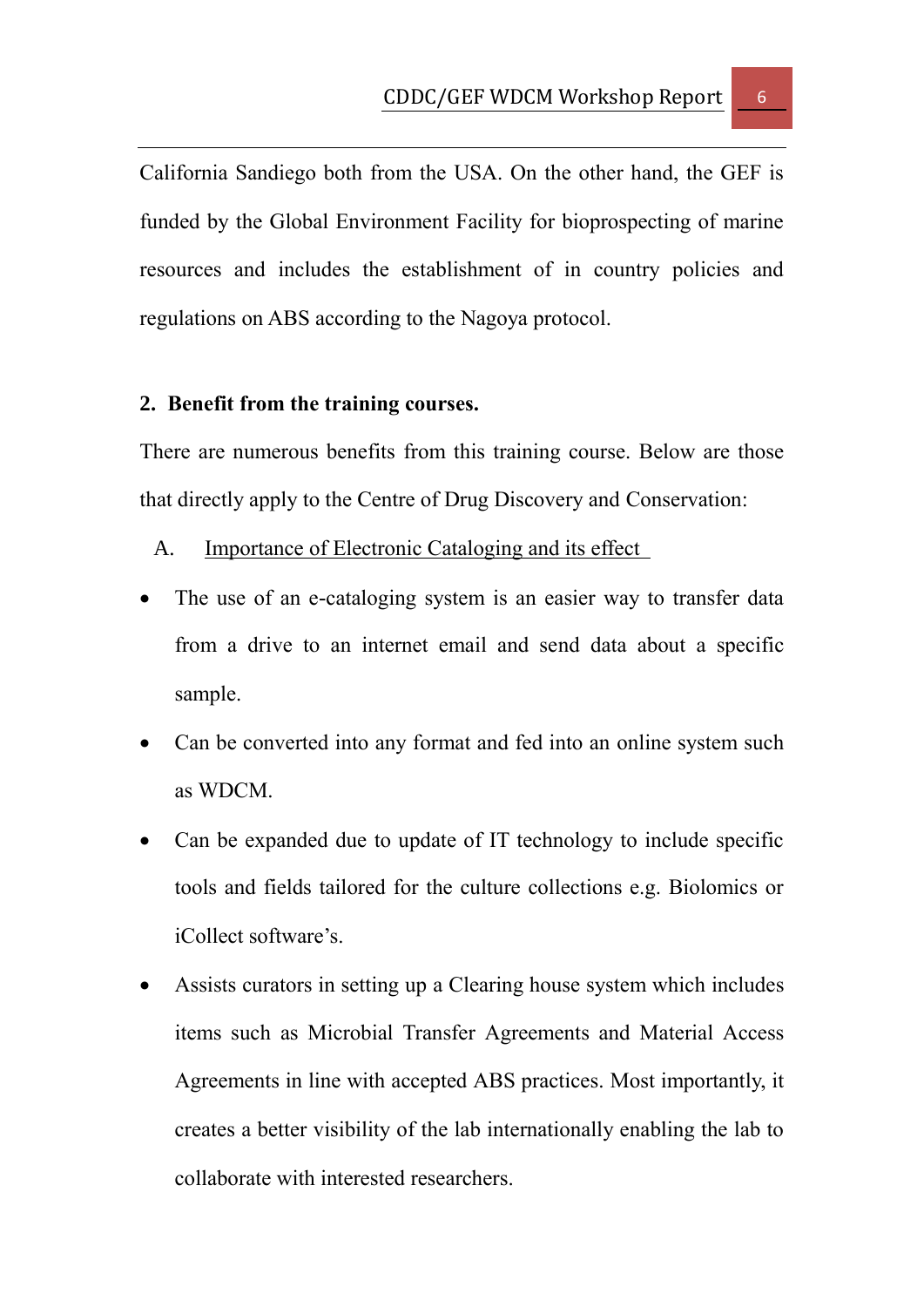California Sandiego both from the USA. On the other hand, the GEF is funded by the Global Environment Facility for bioprospecting of marine resources and includes the establishment of in country policies and regulations on ABS according to the Nagoya protocol.

## 2. Benefit from the training courses.

There are numerous benefits from this training course. Below are those that directly apply to the Centre of Drug Discovery and Conservation:

### A. Importance of Electronic Cataloging and its effect

- The use of an e-cataloging system is an easier way to transfer data from a drive to an internet email and send data about a specific sample.
- Can be converted into any format and fed into an online system such as WDCM.
- Can be expanded due to update of IT technology to include specific tools and fields tailored for the culture collections e.g. Biolomics or iCollect software's.
- Assists curators in setting up a Clearing house system which includes items such as Microbial Transfer Agreements and Material Access Agreements in line with accepted ABS practices. Most importantly, it creates a better visibility of the lab internationally enabling the lab to collaborate with interested researchers.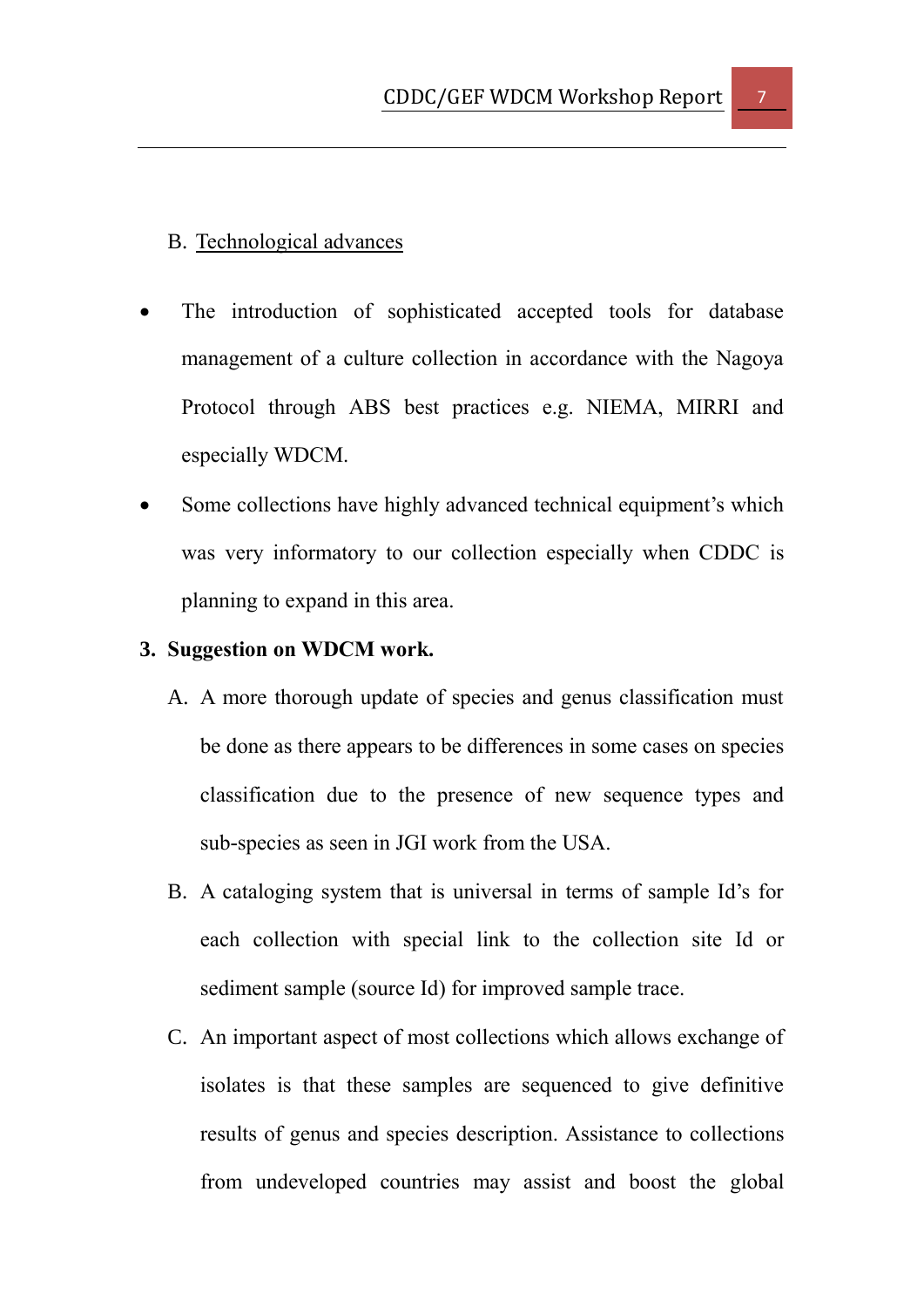B. Technological advances

- The introduction of sophisticated accepted tools for database management of a culture collection in accordance with the Nagoya Protocol through ABS best practices e.g. NIEMA, MIRRI and especially WDCM.
- Some collections have highly advanced technical equipment's which was very informatory to our collection especially when CDDC is planning to expand in this area.

**3. Suggestion on WDCM work.**

A. A more thorough update of species and genus classification must be done as there appears to be differences in some cases on species classification due to the presence of new sequence types and sub-species as seen in JGI work from the USA.

B. A cataloging system that is universal in terms of sample Id's for each collection with special link to the collection site Id or sediment sample (source Id) for improved sample trace.

C. An important aspect of most collections which allows exchange of isolates is that these samples are sequenced to give definitive results of genus and species description. Assistance to collections from undeveloped countries may assist and boost the global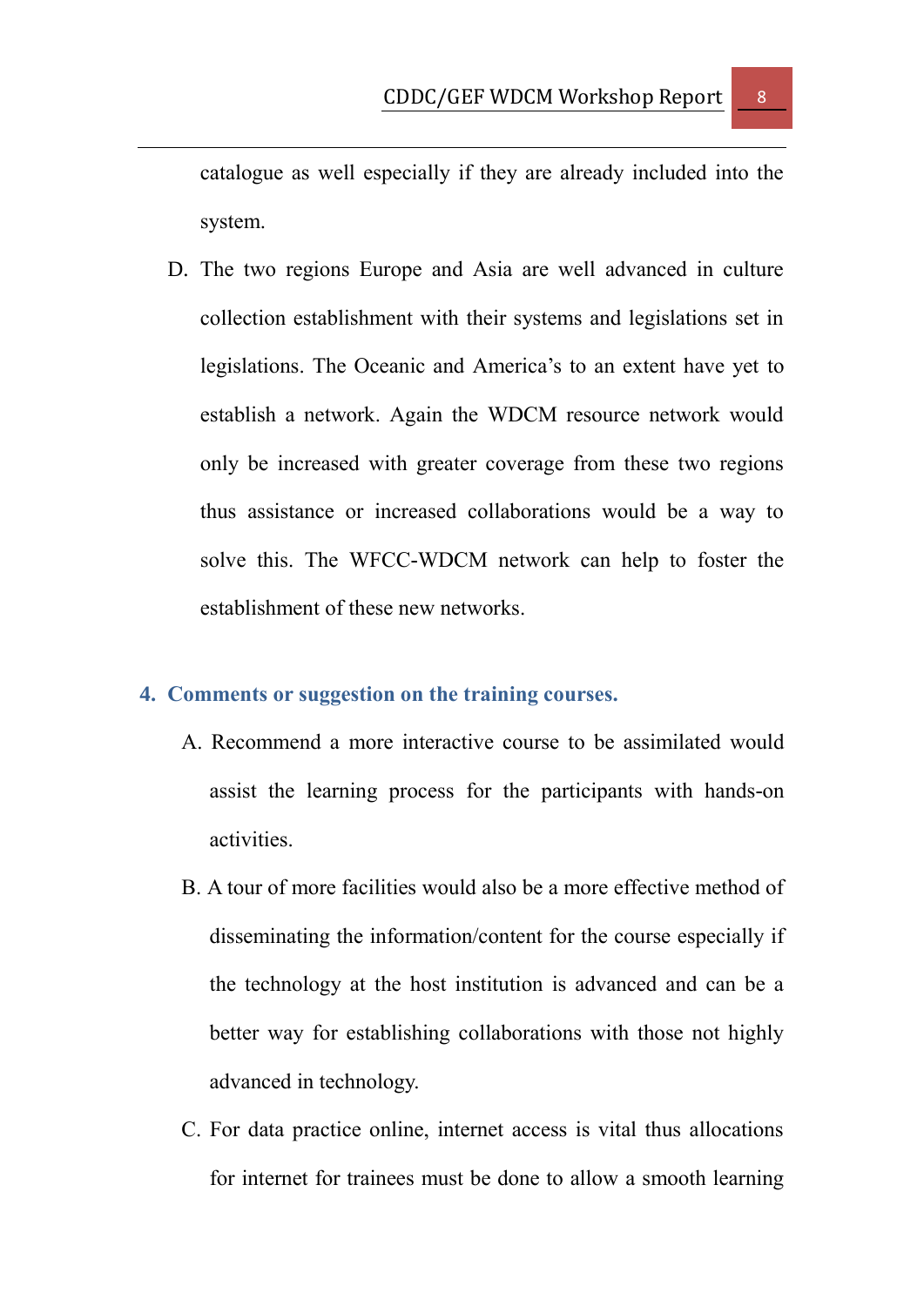catalogue as well especially if they are already included into the system.

D. The two regions Europe and Asia are well advanced in culture collection establishment with their systems and legislations set in legislations. The Oceanic and America's to an extent have yet to establish a network. Again the WDCM resource network would only be increased with greater coverage from these two regions thus assistance or increased collaborations would be a way to solve this. The WFCC-WDCM network can help to foster the establishment of these new networks.

## 4. Comments or suggestion on the training courses.

A. Recommend a more interactive course to be assimilated would assist the learning process for the participants with hands-on activities.

B. A tour of more facilities would also be a more effective method of disseminating the information/content for the course especially if the technology at the host institution is advanced and can be a better way for establishing collaborations with those not highly advanced in technology.

C. For data practice online, internet access is vital thus allocations for internet for trainees must be done to allow a smooth learning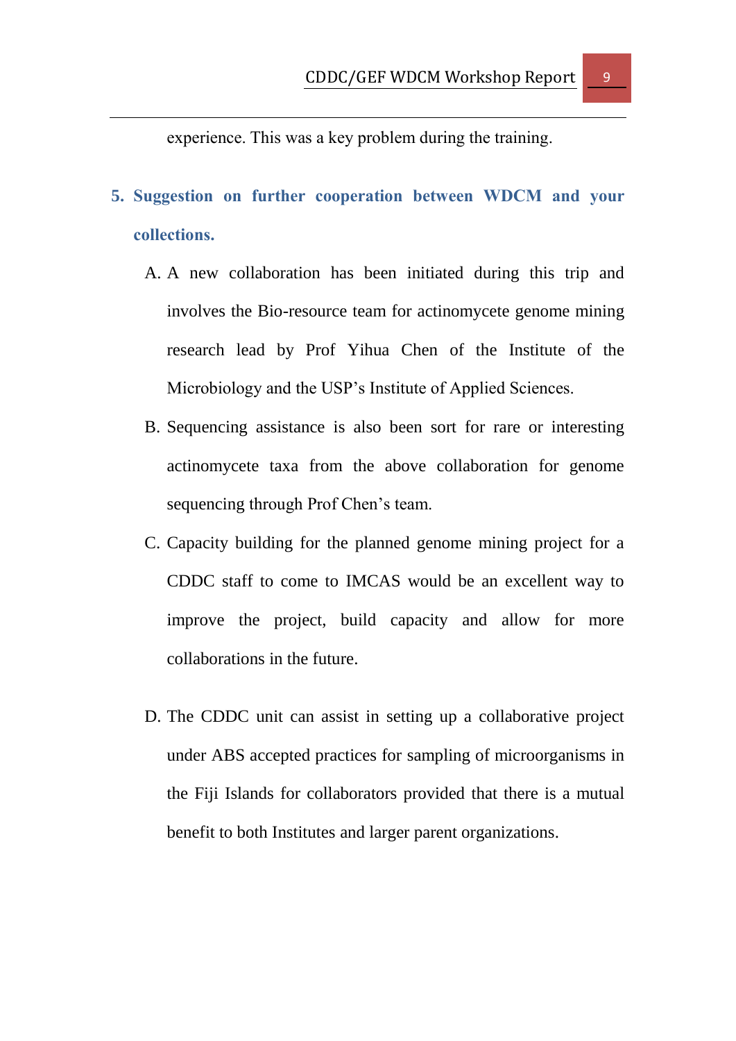experience. This was a key problem during the training.

## 5. Suggestion on further cooperation between WDCM and your collections.

A. A new collaboration has been initiated during this trip and involves the Bio-resource team for actinomycete genome mining research lead by Prof Yihua Chen of the Institute of the Microbiology and the USP's Institute of Applied Sciences.

B. Sequencing assistance is also been sort for rare or interesting actinomycete taxa from the above collaboration for genome sequencing through Prof Chen's team.

C. Capacity building for the planned genome mining project for a CDDC staff to come to IMCAS would be an excellent way to improve the project, build capacity and allow for more collaborations in the future.

D. The CDDC unit can assist in setting up a collaborative project under ABS accepted practices for sampling of microorganisms in the Fiji Islands for collaborators provided that there is a mutual benefit to both Institutes and larger parent organizations.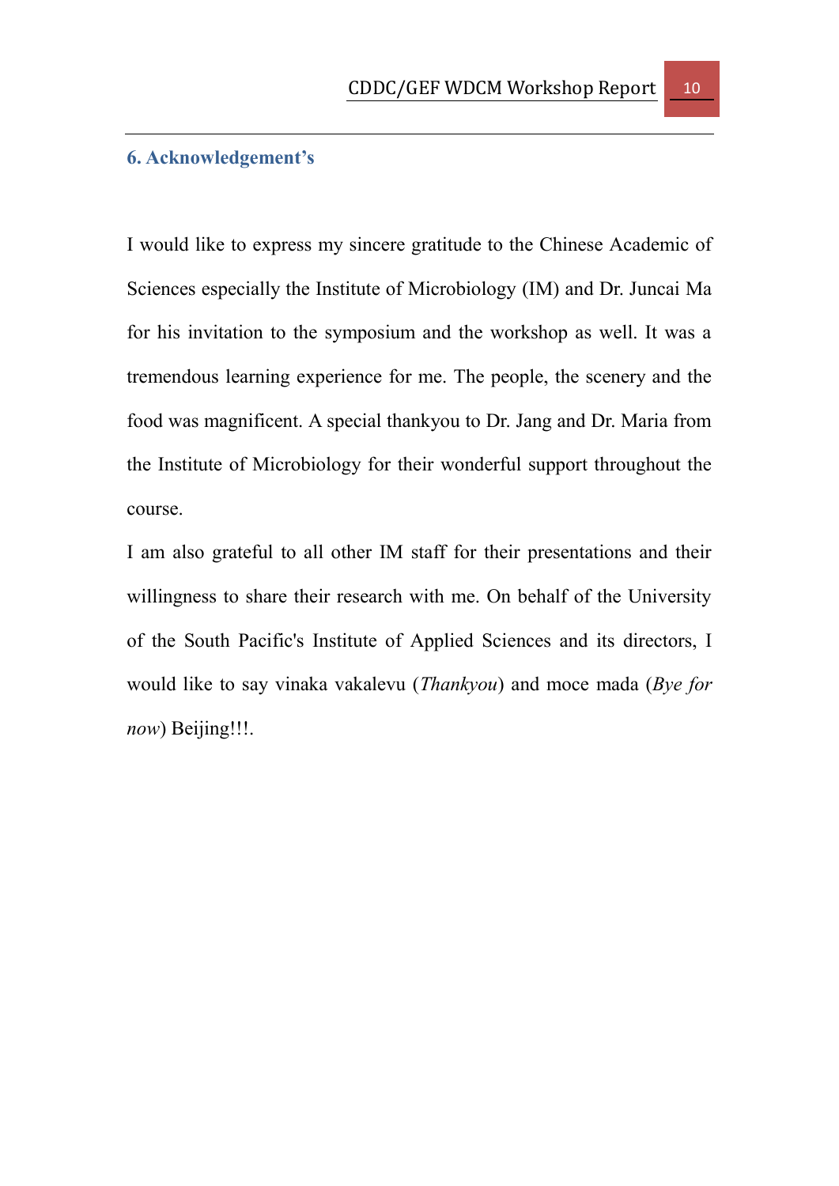## 6. Acknowledgement's

I would like to express my sincere gratitude to the Chinese Academic of Sciences especially the Institute of Microbiology (IM) and Dr. Juncai Ma for his invitation to the symposium and the workshop as well. It was a tremendous learning experience for me. The people, the scenery and the food was magnificent. A special thankyou to Dr. Jang and Dr. Maria from the Institute of Microbiology for their wonderful support throughout the course.

I am also grateful to all other IM staff for their presentations and their willingness to share their research with me. On behalf of the University of the South Pacific's Institute of Applied Sciences and its directors, I would like to say vinaka vakalevu (*Thankyou*) and moce mada (*Bye for now*) Beijing!!!.